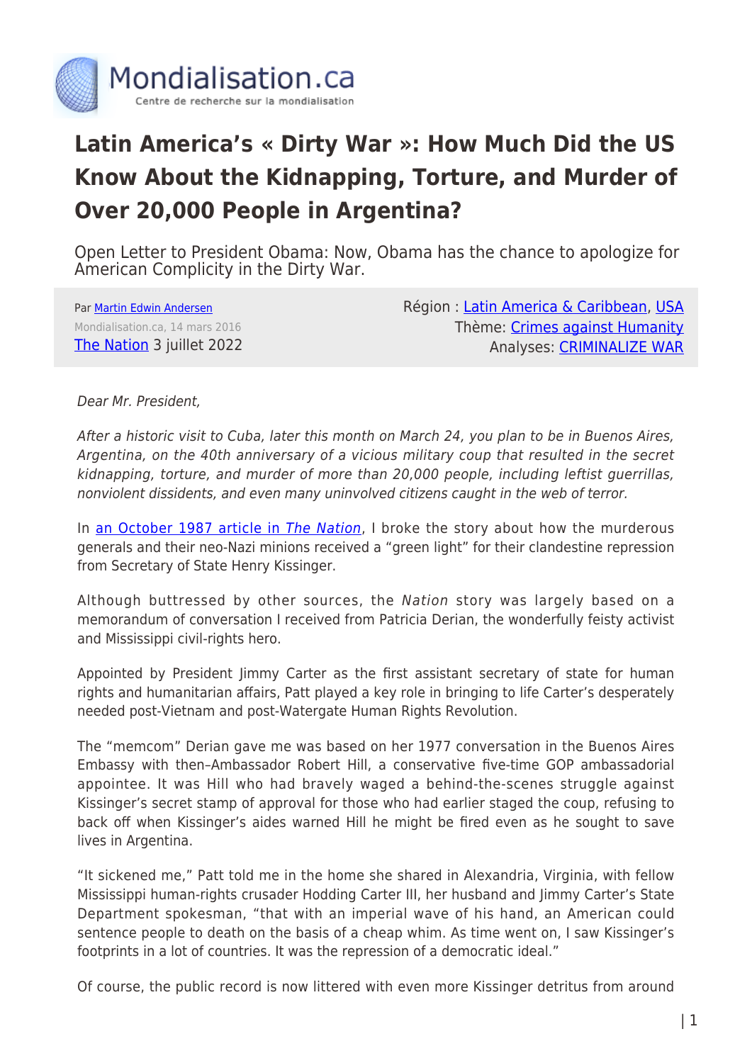Mondialisation.ca
Centre de recherche sur la mondialisation

# Latin America's « Dirty War »: How Much Did the US Know About the Kidnapping, Torture, and Murder of Over 20,000 People in Argentina?

Open Letter to President Obama: Now, Obama has the chance to apologize for American Complicity in the Dirty War.

Par Martin Edwin Andersen
Mondialisation.ca, 14 mars 2016
The Nation 3 juillet 2022

Région : Latin America & Caribbean, USA
Thème: Crimes against Humanity
Analyses: CRIMINALIZE WAR

*Dear Mr. President,*

*After a historic visit to Cuba, later this month on March 24, you plan to be in Buenos Aires, Argentina, on the 40th anniversary of a vicious military coup that resulted in the secret kidnapping, torture, and murder of more than 20,000 people, including leftist guerrillas, nonviolent dissidents, and even many uninvolved citizens caught in the web of terror.*

In an October 1987 article in *The Nation*, I broke the story about how the murderous generals and their neo-Nazi minions received a "green light" for their clandestine repression from Secretary of State Henry Kissinger.

Although buttressed by other sources, the *Nation* story was largely based on a memorandum of conversation I received from Patricia Derian, the wonderfully feisty activist and Mississippi civil-rights hero.

Appointed by President Jimmy Carter as the first assistant secretary of state for human rights and humanitarian affairs, Patt played a key role in bringing to life Carter's desperately needed post-Vietnam and post-Watergate Human Rights Revolution.

The "memcom" Derian gave me was based on her 1977 conversation in the Buenos Aires Embassy with then–Ambassador Robert Hill, a conservative five-time GOP ambassadorial appointee. It was Hill who had bravely waged a behind-the-scenes struggle against Kissinger's secret stamp of approval for those who had earlier staged the coup, refusing to back off when Kissinger's aides warned Hill he might be fired even as he sought to save lives in Argentina.

"It sickened me," Patt told me in the home she shared in Alexandria, Virginia, with fellow Mississippi human-rights crusader Hodding Carter III, her husband and Jimmy Carter's State Department spokesman, "that with an imperial wave of his hand, an American could sentence people to death on the basis of a cheap whim. As time went on, I saw Kissinger's footprints in a lot of countries. It was the repression of a democratic ideal."

Of course, the public record is now littered with even more Kissinger detritus from around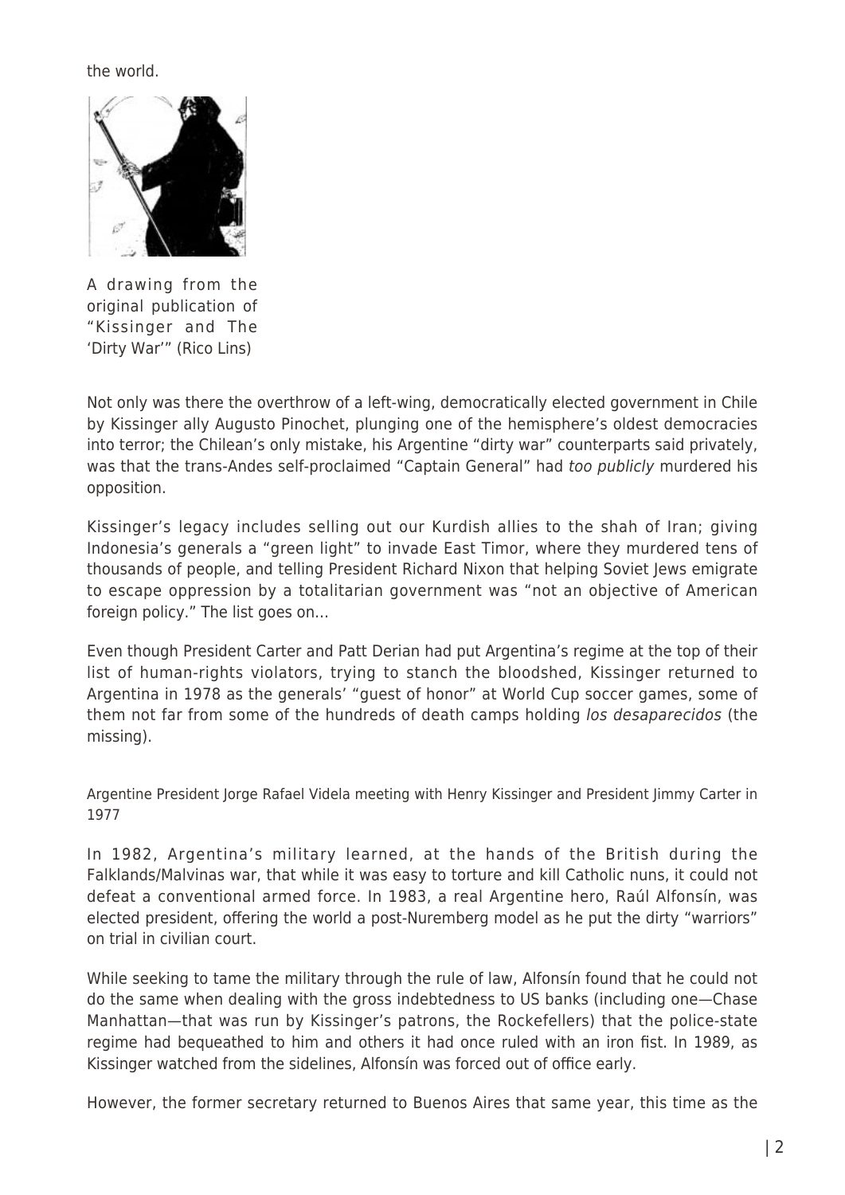the world.

A drawing from the original publication of "Kissinger and The 'Dirty War'" (Rico Lins)

Not only was there the overthrow of a left-wing, democratically elected government in Chile by Kissinger ally Augusto Pinochet, plunging one of the hemisphere's oldest democracies into terror; the Chilean's only mistake, his Argentine "dirty war" counterparts said privately, was that the trans-Andes self-proclaimed "Captain General" had *too publicly* murdered his opposition.

Kissinger's legacy includes selling out our Kurdish allies to the shah of Iran; giving Indonesia's generals a "green light" to invade East Timor, where they murdered tens of thousands of people, and telling President Richard Nixon that helping Soviet Jews emigrate to escape oppression by a totalitarian government was "not an objective of American foreign policy." The list goes on…

Even though President Carter and Patt Derian had put Argentina's regime at the top of their list of human-rights violators, trying to stanch the bloodshed, Kissinger returned to Argentina in 1978 as the generals' "guest of honor" at World Cup soccer games, some of them not far from some of the hundreds of death camps holding *los desaparecidos* (the missing).

Argentine President Jorge Rafael Videla meeting with Henry Kissinger and President Jimmy Carter in 1977

In 1982, Argentina's military learned, at the hands of the British during the Falklands/Malvinas war, that while it was easy to torture and kill Catholic nuns, it could not defeat a conventional armed force. In 1983, a real Argentine hero, Raúl Alfonsín, was elected president, offering the world a post-Nuremberg model as he put the dirty "warriors" on trial in civilian court.

While seeking to tame the military through the rule of law, Alfonsín found that he could not do the same when dealing with the gross indebtedness to US banks (including one—Chase Manhattan—that was run by Kissinger's patrons, the Rockefellers) that the police-state regime had bequeathed to him and others it had once ruled with an iron fist. In 1989, as Kissinger watched from the sidelines, Alfonsín was forced out of office early.

However, the former secretary returned to Buenos Aires that same year, this time as the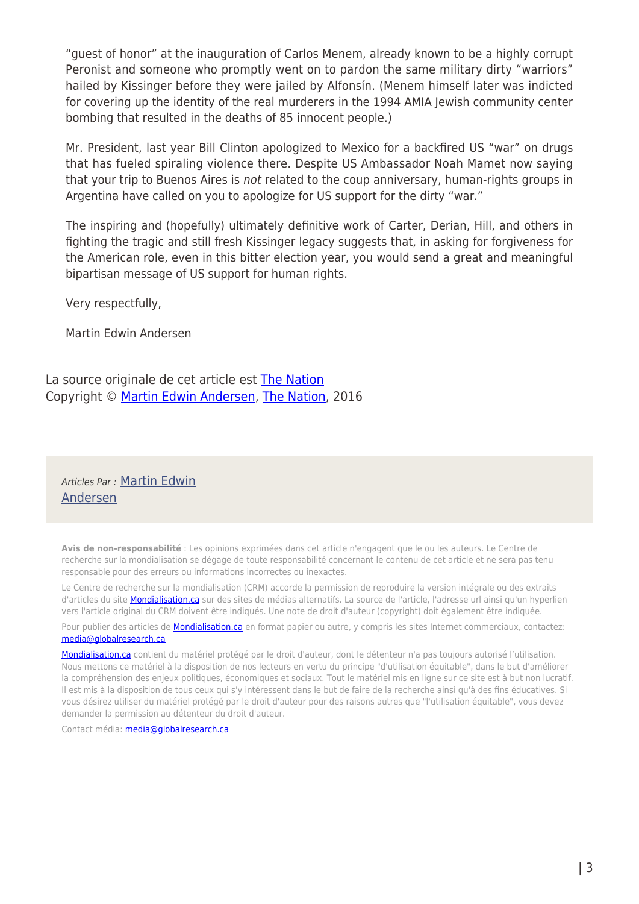"guest of honor" at the inauguration of Carlos Menem, already known to be a highly corrupt Peronist and someone who promptly went on to pardon the same military dirty "warriors" hailed by Kissinger before they were jailed by Alfonsín. (Menem himself later was indicted for covering up the identity of the real murderers in the 1994 AMIA Jewish community center bombing that resulted in the deaths of 85 innocent people.)

Mr. President, last year Bill Clinton apologized to Mexico for a backfired US "war" on drugs that has fueled spiraling violence there. Despite US Ambassador Noah Mamet now saying that your trip to Buenos Aires is *not* related to the coup anniversary, human-rights groups in Argentina have called on you to apologize for US support for the dirty "war."

The inspiring and (hopefully) ultimately definitive work of Carter, Derian, Hill, and others in fighting the tragic and still fresh Kissinger legacy suggests that, in asking for forgiveness for the American role, even in this bitter election year, you would send a great and meaningful bipartisan message of US support for human rights.

Very respectfully,

Martin Edwin Andersen

La source originale de cet article est [The Nation](#)
Copyright © [Martin Edwin Andersen](#), [The Nation](#), 2016

---

*Articles Par :* [Martin Edwin Andersen](#)

**Avis de non-responsabilité** : Les opinions exprimées dans cet article n'engagent que le ou les auteurs. Le Centre de recherche sur la mondialisation se dégage de toute responsabilité concernant le contenu de cet article et ne sera pas tenu responsable pour des erreurs ou informations incorrectes ou inexactes.

Le Centre de recherche sur la mondialisation (CRM) accorde la permission de reproduire la version intégrale ou des extraits d'articles du site Mondialisation.ca sur des sites de médias alternatifs. La source de l'article, l'adresse url ainsi qu'un hyperlien vers l'article original du CRM doivent être indiqués. Une note de droit d'auteur (copyright) doit également être indiquée.

Pour publier des articles de Mondialisation.ca en format papier ou autre, y compris les sites Internet commerciaux, contactez: media@globalresearch.ca

Mondialisation.ca contient du matériel protégé par le droit d'auteur, dont le détenteur n'a pas toujours autorisé l'utilisation. Nous mettons ce matériel à la disposition de nos lecteurs en vertu du principe "d'utilisation équitable", dans le but d'améliorer la compréhension des enjeux politiques, économiques et sociaux. Tout le matériel mis en ligne sur ce site est à but non lucratif. Il est mis à la disposition de tous ceux qui s'y intéressent dans le but de faire de la recherche ainsi qu'à des fins éducatives. Si vous désirez utiliser du matériel protégé par le droit d'auteur pour des raisons autres que "l'utilisation équitable", vous devez demander la permission au détenteur du droit d'auteur.

Contact média: media@globalresearch.ca